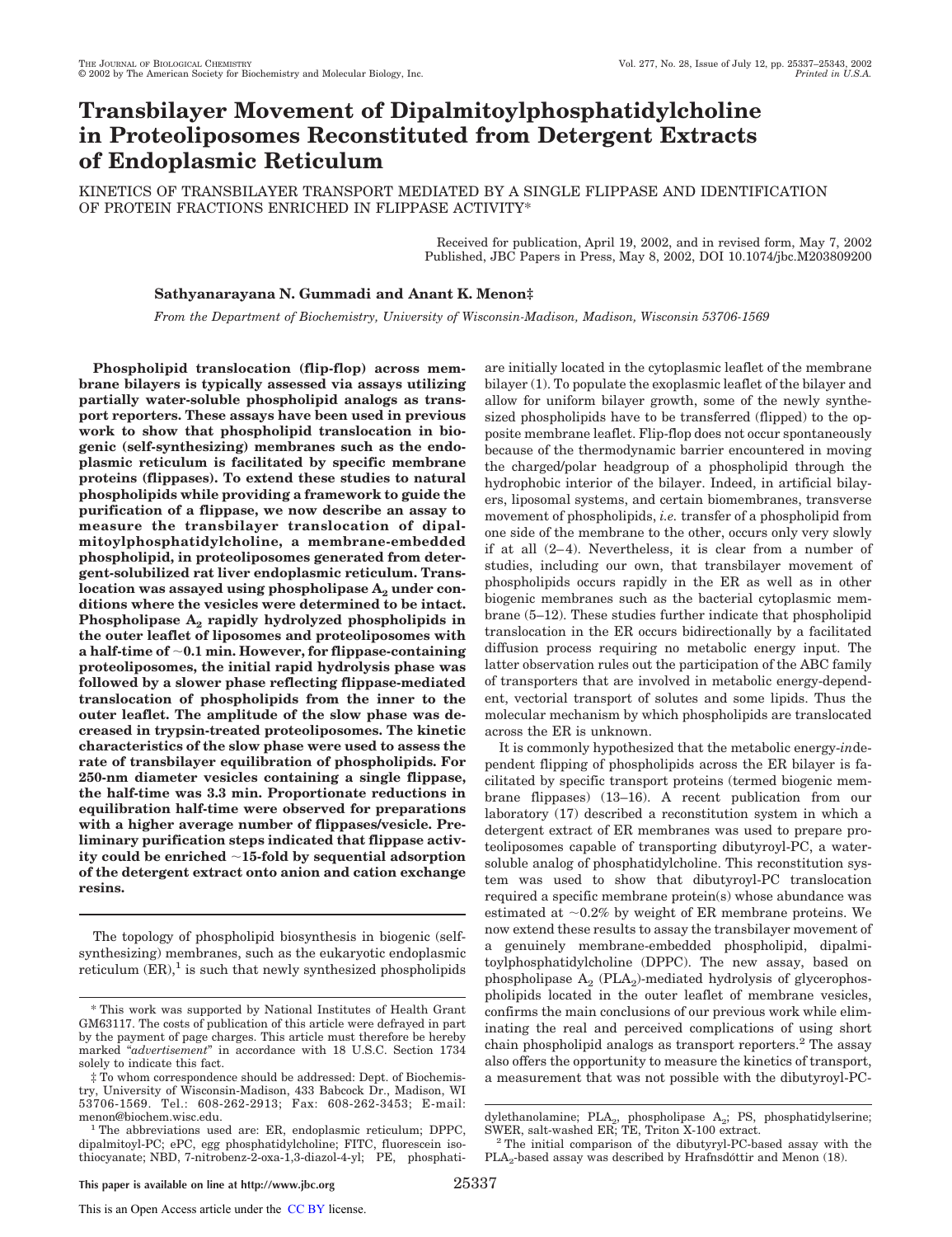# Transbilayer Movement of Dipalmitoylphosphatidylcholine in Proteoliposomes Reconstituted from Detergent Extracts of Endoplasmic Reticulum

KINETICS OF TRANSBILAYER TRANSPORT MEDIATED BY A SINGLE FLIPPASE AND IDENTIFICATION OF PROTEIN FRACTIONS ENRICHED IN FLIPPASE ACTIVITY*

Received for publication, April 19, 2002, and in revised form, May 7, 2002
Published, JBC Papers in Press, May 8, 2002, DOI 10.1074/jbc.M203809200

**Sathyanarayana N. Gummadi and Anant K. Menon‡**

*From the Department of Biochemistry, University of Wisconsin-Madison, Madison, Wisconsin 53706-1569*

**Phospholipid translocation (flip-flop) across membrane bilayers is typically assessed via assays utilizing partially water-soluble phospholipid analogs as transport reporters. These assays have been used in previous work to show that phospholipid translocation in biogenic (self-synthesizing) membranes such as the endoplasmic reticulum is facilitated by specific membrane proteins (flippases). To extend these studies to natural phospholipids while providing a framework to guide the purification of a flippase, we now describe an assay to measure the transbilayer translocation of dipalmitoylphosphatidylcholine, a membrane-embedded phospholipid, in proteoliposomes generated from detergent-solubilized rat liver endoplasmic reticulum. Translocation was assayed using phospholipase $A_2$ under conditions where the vesicles were determined to be intact. Phospholipase $A_2$ rapidly hydrolyzed phospholipids in the outer leaflet of liposomes and proteoliposomes with a half-time of ~0.1 min. However, for flippase-containing proteoliposomes, the initial rapid hydrolysis phase was followed by a slower phase reflecting flippase-mediated translocation of phospholipids from the inner to the outer leaflet. The amplitude of the slow phase was decreased in trypsin-treated proteoliposomes. The kinetic characteristics of the slow phase were used to assess the rate of transbilayer equilibration of phospholipids. For 250-nm diameter vesicles containing a single flippase, the half-time was 3.3 min. Proportionate reductions in equilibration half-time were observed for preparations with a higher average number of flippases/vesicle. Preliminary purification steps indicated that flippase activity could be enriched ~15-fold by sequential adsorption of the detergent extract onto anion and cation exchange resins.**

The topology of phospholipid biosynthesis in biogenic (self-synthesizing) membranes, such as the eukaryotic endoplasmic reticulum (ER),[1] is such that newly synthesized phospholipids are initially located in the cytoplasmic leaflet of the membrane bilayer (1). To populate the exoplasmic leaflet of the bilayer and allow for uniform bilayer growth, some of the newly synthesized phospholipids have to be transferred (flipped) to the opposite membrane leaflet. Flip-flop does not occur spontaneously because of the thermodynamic barrier encountered in moving the charged/polar headgroup of a phospholipid through the hydrophobic interior of the bilayer. Indeed, in artificial bilayers, liposomal systems, and certain biomembranes, transverse movement of phospholipids, *i.e.* transfer of a phospholipid from one side of the membrane to the other, occurs only very slowly if at all (2–4). Nevertheless, it is clear from a number of studies, including our own, that transbilayer movement of phospholipids occurs rapidly in the ER as well as in other biogenic membranes such as the bacterial cytoplasmic membrane (5–12). These studies further indicate that phospholipid translocation in the ER occurs bidirectionally by a facilitated diffusion process requiring no metabolic energy input. The latter observation rules out the participation of the ABC family of transporters that are involved in metabolic energy-dependent, vectorial transport of solutes and some lipids. Thus the molecular mechanism by which phospholipids are translocated across the ER is unknown.

It is commonly hypothesized that the metabolic energy-*in*dependent flipping of phospholipids across the ER bilayer is facilitated by specific transport proteins (termed biogenic membrane flippases) (13–16). A recent publication from our laboratory (17) described a reconstitution system in which a detergent extract of ER membranes was used to prepare proteoliposomes capable of transporting dibutyroyl-PC, a water-soluble analog of phosphatidylcholine. This reconstitution system was used to show that dibutyroyl-PC translocation required a specific membrane protein(s) whose abundance was estimated at ~0.2% by weight of ER membrane proteins. We now extend these results to assay the transbilayer movement of a genuinely membrane-embedded phospholipid, dipalmitoylphosphatidylcholine (DPPC). The new assay, based on phospholipase $A_2$ ($PLA_2$)-mediated hydrolysis of glycerophospholipids located in the outer leaflet of membrane vesicles, confirms the main conclusions of our previous work while eliminating the real and perceived complications of using short chain phospholipid analogs as transport reporters.[2] The assay also offers the opportunity to measure the kinetics of transport, a measurement that was not possible with the dibutyroyl-PC-

\* This work was supported by National Institutes of Health Grant GM63117. The costs of publication of this article were defrayed in part by the payment of page charges. This article must therefore be hereby marked "*advertisement*" in accordance with 18 U.S.C. Section 1734 solely to indicate this fact.

‡ To whom correspondence should be addressed: Dept. of Biochemistry, University of Wisconsin-Madison, 433 Babcock Dr., Madison, WI 53706-1569. Tel.: 608-262-2913; Fax: 608-262-3453; E-mail: menon@biochem.wisc.edu.

[1] The abbreviations used are: ER, endoplasmic reticulum; DPPC, dipalmitoyl-PC; ePC, egg phosphatidylcholine; FITC, fluorescein isothiocyanate; NBD, 7-nitrobenz-2-oxa-1,3-diazol-4-yl; PE, phosphatidylethanolamine; $PLA_2$, phospholipase $A_2$; PS, phosphatidylserine; SWER, salt-washed ER; TE, Triton X-100 extract.

[2] The initial comparison of the dibutyryl-PC-based assay with the $PLA_2$-based assay was described by Hrafnsdóttir and Menon (18).

This paper is available on line at http://www.jbc.org

This is an Open Access article under the CC BY license.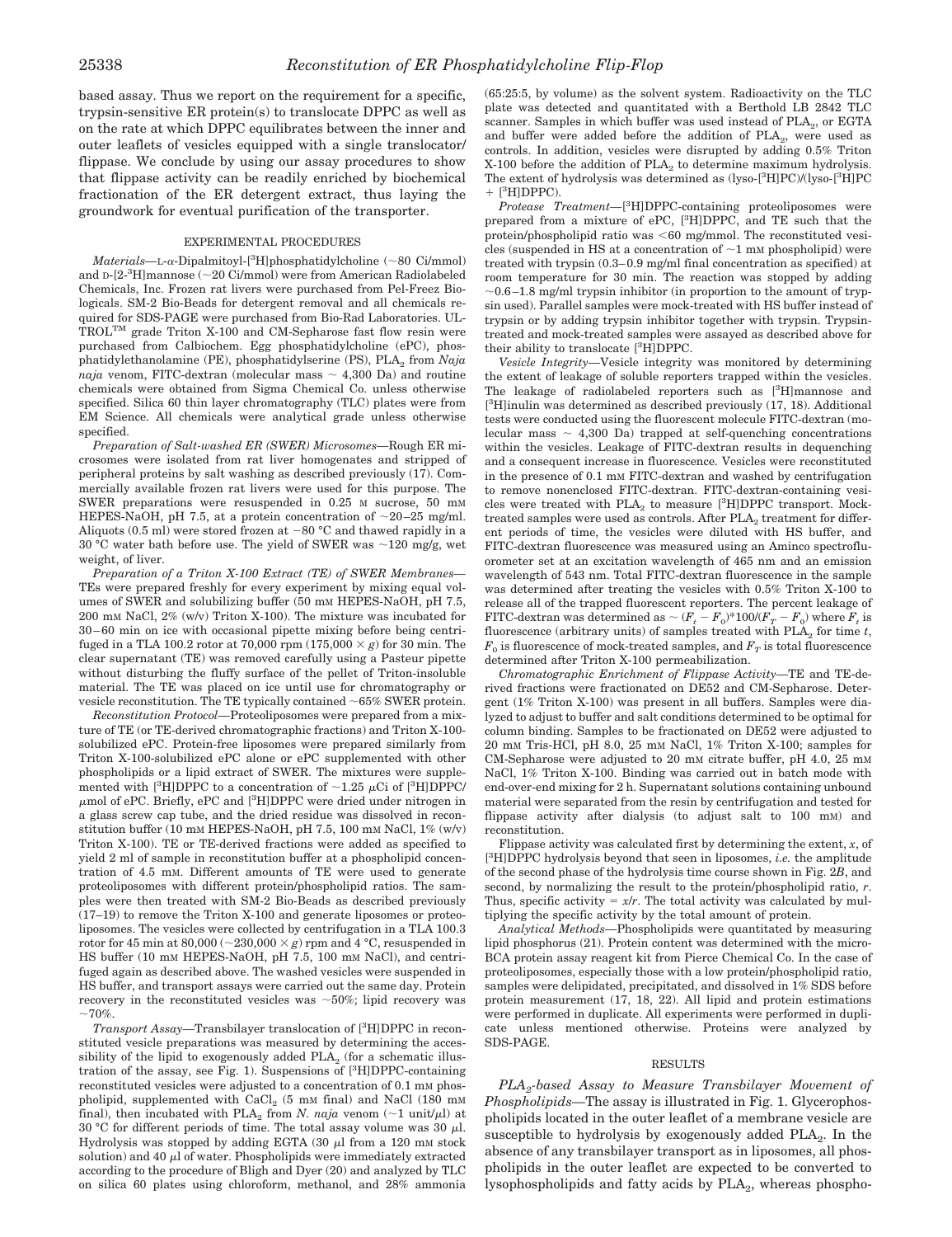based assay. Thus we report on the requirement for a specific, trypsin-sensitive ER protein(s) to translocate DPPC as well as on the rate at which DPPC equilibrates between the inner and outer leaflets of vesicles equipped with a single translocator/flippase. We conclude by using our assay procedures to show that flippase activity can be readily enriched by biochemical fractionation of the ER detergent extract, thus laying the groundwork for eventual purification of the transporter.

## EXPERIMENTAL PROCEDURES

*Materials*—L-α-Dipalmitoyl-[$^3$H]phosphatidylcholine (~80 Ci/mmol) and D-[2-$^3$H]mannose (~20 Ci/mmol) were from American Radiolabeled Chemicals, Inc. Frozen rat livers were purchased from Pel-Freez Biologicals. SM-2 Bio-Beads for detergent removal and all chemicals required for SDS-PAGE were purchased from Bio-Rad Laboratories. ULTROL™ grade Triton X-100 and CM-Sepharose fast flow resin were purchased from Calbiochem. Egg phosphatidylcholine (ePC), phosphatidylethanolamine (PE), phosphatidylserine (PS), $PLA_2$ from *Naja naja* venom, FITC-dextran (molecular mass ~ 4,300 Da) and routine chemicals were obtained from Sigma Chemical Co. unless otherwise specified. Silica 60 thin layer chromatography (TLC) plates were from EM Science. All chemicals were analytical grade unless otherwise specified.

*Preparation of Salt-washed ER (SWER) Microsomes*—Rough ER microsomes were isolated from rat liver homogenates and stripped of peripheral proteins by salt washing as described previously (17). Commercially available frozen rat livers were used for this purpose. The SWER preparations were resuspended in 0.25 M sucrose, 50 mM HEPES-NaOH, pH 7.5, at a protein concentration of ~20–25 mg/ml. Aliquots (0.5 ml) were stored frozen at −80 °C and thawed rapidly in a 30 °C water bath before use. The yield of SWER was ~120 mg/g, wet weight, of liver.

*Preparation of a Triton X-100 Extract (TE) of SWER Membranes*—TEs were prepared freshly for every experiment by mixing equal volumes of SWER and solubilizing buffer (50 mM HEPES-NaOH, pH 7.5, 200 mM NaCl, 2% (w/v) Triton X-100). The mixture was incubated for 30–60 min on ice with occasional pipette mixing before being centrifuged in a TLA 100.2 rotor at 70,000 rpm (175,000 × g) for 30 min. The clear supernatant (TE) was removed carefully using a Pasteur pipette without disturbing the fluffy surface of the pellet of Triton-insoluble material. The TE was placed on ice until use for chromatography or vesicle reconstitution. The TE typically contained ~65% SWER protein.

*Reconstitution Protocol*—Proteoliposomes were prepared from a mixture of TE (or TE-derived chromatographic fractions) and Triton X-100-solubilized ePC. Protein-free liposomes were prepared similarly from Triton X-100-solubilized ePC alone or ePC supplemented with other phospholipids or a lipid extract of SWER. The mixtures were supplemented with [$^3$H]DPPC to a concentration of ~1.25 μCi of [$^3$H]DPPC/μmol of ePC. Briefly, ePC and [$^3$H]DPPC were dried under nitrogen in a glass screw cap tube, and the dried residue was dissolved in reconstitution buffer (10 mM HEPES-NaOH, pH 7.5, 100 mM NaCl, 1% (w/v) Triton X-100). TE or TE-derived fractions were added as specified to yield 2 ml of sample in reconstitution buffer at a phospholipid concentration of 4.5 mM. Different amounts of TE were used to generate proteoliposomes with different protein/phospholipid ratios. The samples were then treated with SM-2 Bio-Beads as described previously (17–19) to remove the Triton X-100 and generate liposomes or proteoliposomes. The vesicles were collected by centrifugation in a TLA 100.3 rotor for 45 min at 80,000 (~230,000 × g) rpm and 4 °C, resuspended in HS buffer (10 mM HEPES-NaOH, pH 7.5, 100 mM NaCl), and centrifuged again as described above. The washed vesicles were suspended in HS buffer, and transport assays were carried out the same day. Protein recovery in the reconstituted vesicles was ~50%; lipid recovery was ~70%.

*Transport Assay*—Transbilayer translocation of [$^3$H]DPPC in reconstituted vesicle preparations was measured by determining the accessibility of the lipid to exogenously added $PLA_2$ (for a schematic illustration of the assay, see Fig. 1). Suspensions of [$^3$H]DPPC-containing reconstituted vesicles were adjusted to a concentration of 0.1 mM phospholipid, supplemented with $CaCl_2$ (5 mM final) and NaCl (180 mM final), then incubated with $PLA_2$ from *N. naja* venom (~1 unit/μl) at 30 °C for different periods of time. The total assay volume was 30 μl. Hydrolysis was stopped by adding EGTA (30 μl from a 120 mM stock solution) and 40 μl of water. Phospholipids were immediately extracted according to the procedure of Bligh and Dyer (20) and analyzed by TLC on silica 60 plates using chloroform, methanol, and 28% ammonia (65:25:5, by volume) as the solvent system. Radioactivity on the TLC plate was detected and quantitated with a Berthold LB 2842 TLC scanner. Samples in which buffer was used instead of $PLA_2$, or EGTA and buffer were added before the addition of $PLA_2$, were used as controls. In addition, vesicles were disrupted by adding 0.5% Triton X-100 before the addition of $PLA_2$ to determine maximum hydrolysis. The extent of hydrolysis was determined as (lyso-[$^3$H]PC)/(lyso-[$^3$H]PC + [$^3$H]DPPC).

*Protease Treatment*—[$^3$H]DPPC-containing proteoliposomes were prepared from a mixture of ePC, [$^3$H]DPPC, and TE such that the protein/phospholipid ratio was <60 mg/mmol. The reconstituted vesicles (suspended in HS at a concentration of ~1 mM phospholipid) were treated with trypsin (0.3–0.9 mg/ml final concentration as specified) at room temperature for 30 min. The reaction was stopped by adding ~0.6–1.8 mg/ml trypsin inhibitor (in proportion to the amount of trypsin used). Parallel samples were mock-treated with HS buffer instead of trypsin or by adding trypsin inhibitor together with trypsin. Trypsin-treated and mock-treated samples were assayed as described above for their ability to translocate [$^3$H]DPPC.

*Vesicle Integrity*—Vesicle integrity was monitored by determining the extent of leakage of soluble reporters trapped within the vesicles. The leakage of radiolabeled reporters such as [$^3$H]mannose and [$^3$H]inulin was determined as described previously (17, 18). Additional tests were conducted using the fluorescent molecule FITC-dextran (molecular mass ~ 4,300 Da) trapped at self-quenching concentrations within the vesicles. Leakage of FITC-dextran results in dequenching and a consequent increase in fluorescence. Vesicles were reconstituted in the presence of 0.1 mM FITC-dextran and washed by centrifugation to remove nonenclosed FITC-dextran. FITC-dextran-containing vesicles were treated with $PLA_2$ to measure [$^3$H]DPPC transport. Mock-treated samples were used as controls. After $PLA_2$ treatment for different periods of time, the vesicles were diluted with HS buffer, and FITC-dextran fluorescence was measured using an Aminco spectrofluorometer set at an excitation wavelength of 465 nm and an emission wavelength of 543 nm. Total FITC-dextran fluorescence in the sample was determined after treating the vesicles with 0.5% Triton X-100 to release all of the trapped fluorescent reporters. The percent leakage of FITC-dextran was determined as ~ $(F_t - F_0)*100/(F_T - F_0)$ where $F_t$ is fluorescence (arbitrary units) of samples treated with $PLA_2$ for time $t$, $F_0$ is fluorescence of mock-treated samples, and $F_T$ is total fluorescence determined after Triton X-100 permeabilization.

*Chromatographic Enrichment of Flippase Activity*—TE and TE-derived fractions were fractionated on DE52 and CM-Sepharose. Detergent (1% Triton X-100) was present in all buffers. Samples were dialyzed to adjust to buffer and salt conditions determined to be optimal for column binding. Samples to be fractionated on DE52 were adjusted to 20 mM Tris-HCl, pH 8.0, 25 mM NaCl, 1% Triton X-100; samples for CM-Sepharose were adjusted to 20 mM citrate buffer, pH 4.0, 25 mM NaCl, 1% Triton X-100. Binding was carried out in batch mode with end-over-end mixing for 2 h. Supernatant solutions containing unbound material were separated from the resin by centrifugation and tested for flippase activity after dialysis (to adjust salt to 100 mM) and reconstitution.

Flippase activity was calculated first by determining the extent, $x$, of [$^3$H]DPPC hydrolysis beyond that seen in liposomes, *i.e.* the amplitude of the second phase of the hydrolysis time course shown in Fig. 2*B*, and second, by normalizing the result to the protein/phospholipid ratio, $r$. Thus, specific activity = $x/r$. The total activity was calculated by multiplying the specific activity by the total amount of protein.

*Analytical Methods*—Phospholipids were quantitated by measuring lipid phosphorus (21). Protein content was determined with the micro-BCA protein assay reagent kit from Pierce Chemical Co. In the case of proteoliposomes, especially those with a low protein/phospholipid ratio, samples were delipidated, precipitated, and dissolved in 1% SDS before protein measurement (17, 18, 22). All lipid and protein estimations were performed in duplicate. All experiments were performed in duplicate unless mentioned otherwise. Proteins were analyzed by SDS-PAGE.

## RESULTS

*$PLA_2$-based Assay to Measure Transbilayer Movement of Phospholipids*—The assay is illustrated in Fig. 1. Glycerophospholipids located in the outer leaflet of a membrane vesicle are susceptible to hydrolysis by exogenously added $PLA_2$. In the absence of any transbilayer transport as in liposomes, all phospholipids in the outer leaflet are expected to be converted to lysophospholipids and fatty acids by $PLA_2$, whereas phospho-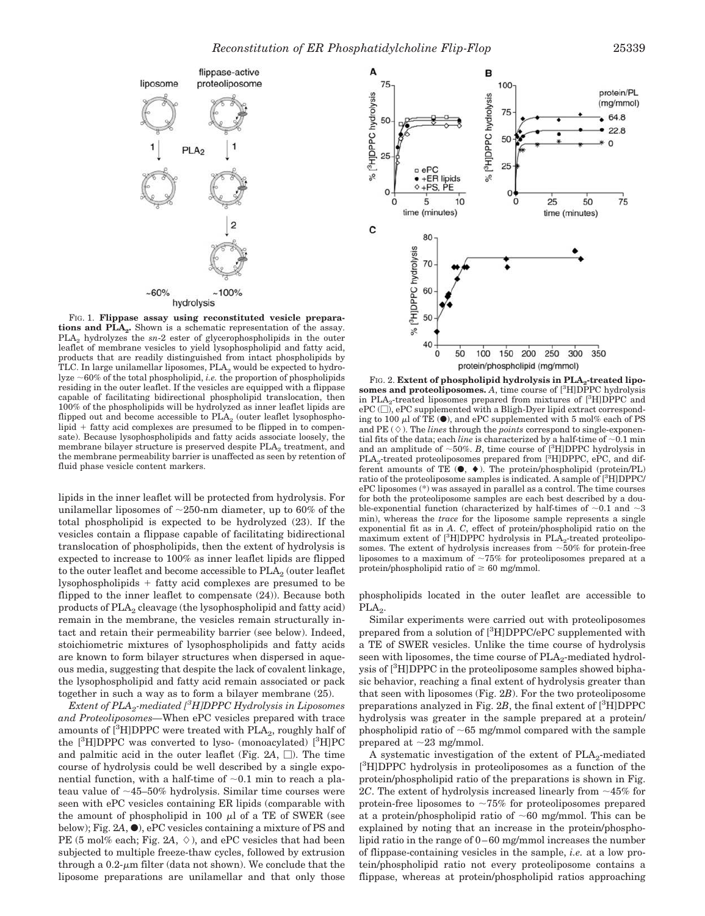flippase-active

liposome

proteoliposome

1

PLA$_2$

1

2

~60%

~100%

hydrolysis

FIG. 1. **Flippase assay using reconstituted vesicle preparations and PLA$_2$.** Shown is a schematic representation of the assay. PLA$_2$ hydrolyzes the *sn*-2 ester of glycerophospholipids in the outer leaflet of membrane vesicles to yield lysophospholipid and fatty acid, products that are readily distinguished from intact phospholipids by TLC. In large unilamellar liposomes, PLA$_2$ would be expected to hydrolyze ~60% of the total phospholipid, *i.e.* the proportion of phospholipids residing in the outer leaflet. If the vesicles are equipped with a flippase capable of facilitating bidirectional phospholipid translocation, then 100% of the phospholipids will be hydrolyzed as inner leaflet lipids are flipped out and become accessible to PLA$_2$ (outer leaflet lysophospholipid + fatty acid complexes are presumed to be flipped in to compensate). Because lysophospholipids and fatty acids associate loosely, the membrane bilayer structure is preserved despite PLA$_2$ treatment, and the membrane permeability barrier is unaffected as seen by retention of fluid phase vesicle content markers.

A

% [$^3$H]DPPC hydrolysis

0

25

50

75

0

5

10

time (minutes)

□ ePC

● +ER lipids

◇ +PS, PE

B

% [$^3$H]DPPC hydrolysis

0

25

50

75

100

0

25

50

75

time (minutes)

protein/PL (mg/mmol)

64.8

22.8

0

C

% [$^3$H]DPPC hydrolysis

40

50

60

70

80

0

50

100

150

200

250

300

350

protein/phospholipid (mg/mmol)

FIG. 2. **Extent of phospholipid hydrolysis in PLA$_2$-treated liposomes and proteoliposomes.** *A*, time course of [$^3$H]DPPC hydrolysis in PLA$_2$-treated liposomes prepared from mixtures of [$^3$H]DPPC and ePC (□), ePC supplemented with a Bligh-Dyer lipid extract corresponding to 100 µl of TE (●), and ePC supplemented with 5 mol% each of PS and PE (◇). The *lines* through the *points* correspond to single-exponential fits of the data; each *line* is characterized by a half-time of ~0.1 min and an amplitude of ~50%. *B*, time course of [$^3$H]DPPC hydrolysis in PLA$_2$-treated proteoliposomes prepared from [$^3$H]DPPC, ePC, and different amounts of TE (●, ♦). The protein/phospholipid (protein/PL) ratio of the proteoliposome samples is indicated. A sample of [$^3$H]DPPC/ePC liposomes (*) was assayed in parallel as a control. The time courses for both the proteoliposome samples are each best described by a double-exponential function (characterized by half-times of ~0.1 and ~3 min), whereas the *trace* for the liposome sample represents a single exponential fit as in *A*. *C*, effect of protein/phospholipid ratio on the maximum extent of [$^3$H]DPPC hydrolysis in PLA$_2$-treated proteoliposomes. The extent of hydrolysis increases from ~50% for protein-free liposomes to a maximum of ~75% for proteoliposomes prepared at a protein/phospholipid ratio of ≥ 60 mg/mmol.

lipids in the inner leaflet will be protected from hydrolysis. For unilamellar liposomes of ~250-nm diameter, up to 60% of the total phospholipid is expected to be hydrolyzed (23). If the vesicles contain a flippase capable of facilitating bidirectional translocation of phospholipids, then the extent of hydrolysis is expected to increase to 100% as inner leaflet lipids are flipped to the outer leaflet and become accessible to PLA$_2$ (outer leaflet lysophospholipids + fatty acid complexes are presumed to be flipped to the inner leaflet to compensate (24)). Because both products of PLA$_2$ cleavage (the lysophospholipid and fatty acid) remain in the membrane, the vesicles remain structurally intact and retain their permeability barrier (see below). Indeed, stoichiometric mixtures of lysophospholipids and fatty acids are known to form bilayer structures when dispersed in aqueous media, suggesting that despite the lack of covalent linkage, the lysophospholipid and fatty acid remain associated or pack together in such a way as to form a bilayer membrane (25).

*Extent of PLA$_2$-mediated [$^3$H]DPPC Hydrolysis in Liposomes and Proteoliposomes*—When ePC vesicles prepared with trace amounts of [$^3$H]DPPC were treated with PLA$_2$, roughly half of the [$^3$H]DPPC was converted to lyso- (monoacylated) [$^3$H]PC and palmitic acid in the outer leaflet (Fig. 2*A*, □). The time course of hydrolysis could be well described by a single exponential function, with a half-time of ~0.1 min to reach a plateau value of ~45–50% hydrolysis. Similar time courses were seen with ePC vesicles containing ER lipids (comparable with the amount of phospholipid in 100 µl of a TE of SWER (see below); Fig. 2*A*, ●), ePC vesicles containing a mixture of PS and PE (5 mol% each; Fig. 2*A*, ◇), and ePC vesicles that had been subjected to multiple freeze-thaw cycles, followed by extrusion through a 0.2-µm filter (data not shown). We conclude that the liposome preparations are unilamellar and that only those phospholipids located in the outer leaflet are accessible to PLA$_2$.

Similar experiments were carried out with proteoliposomes prepared from a solution of [$^3$H]DPPC/ePC supplemented with a TE of SWER vesicles. Unlike the time course of hydrolysis seen with liposomes, the time course of PLA$_2$-mediated hydrolysis of [$^3$H]DPPC in the proteoliposome samples showed biphasic behavior, reaching a final extent of hydrolysis greater than that seen with liposomes (Fig. 2*B*). For the two proteoliposome preparations analyzed in Fig. 2*B*, the final extent of [$^3$H]DPPC hydrolysis was greater in the sample prepared at a protein/phospholipid ratio of ~65 mg/mmol compared with the sample prepared at ~23 mg/mmol.

A systematic investigation of the extent of PLA$_2$-mediated [$^3$H]DPPC hydrolysis in proteoliposomes as a function of the protein/phospholipid ratio of the preparations is shown in Fig. 2*C*. The extent of hydrolysis increased linearly from ~45% for protein-free liposomes to ~75% for proteoliposomes prepared at a protein/phospholipid ratio of ~60 mg/mmol. This can be explained by noting that an increase in the protein/phospholipid ratio in the range of 0–60 mg/mmol increases the number of flippase-containing vesicles in the sample, *i.e.* at a low protein/phospholipid ratio not every proteoliposome contains a flippase, whereas at protein/phospholipid ratios approaching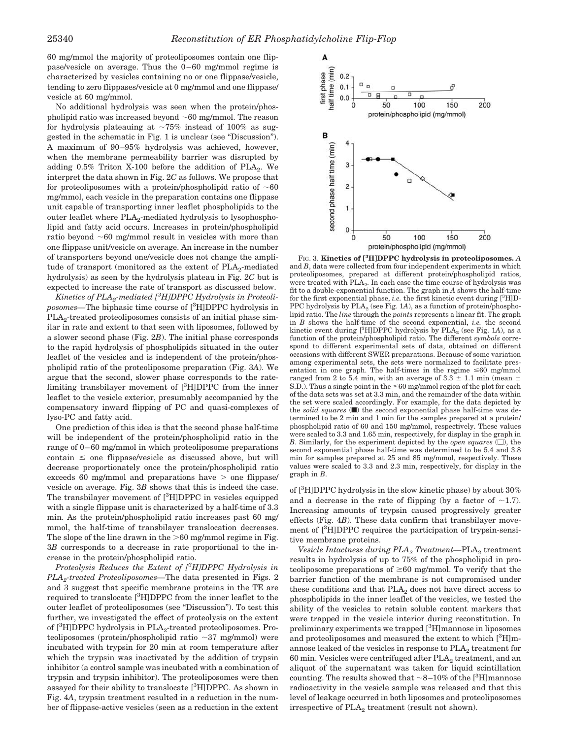60 mg/mmol the majority of proteoliposomes contain one flippase/vesicle on average. Thus the 0–60 mg/mmol regime is characterized by vesicles containing no or one flippase/vesicle, tending to zero flippases/vesicle at 0 mg/mmol and one flippase/vesicle at 60 mg/mmol.

No additional hydrolysis was seen when the protein/phospholipid ratio was increased beyond ~60 mg/mmol. The reason for hydrolysis plateauing at ~75% instead of 100% as suggested in the schematic in Fig. 1 is unclear (see "Discussion"). A maximum of 90–95% hydrolysis was achieved, however, when the membrane permeability barrier was disrupted by adding 0.5% Triton X-100 before the addition of $PLA_2$. We interpret the data shown in Fig. 2*C* as follows. We propose that for proteoliposomes with a protein/phospholipid ratio of ~60 mg/mmol, each vesicle in the preparation contains one flippase unit capable of transporting inner leaflet phospholipids to the outer leaflet where $PLA_2$-mediated hydrolysis to lysophospholipid and fatty acid occurs. Increases in protein/phospholipid ratio beyond ~60 mg/mmol result in vesicles with more than one flippase unit/vesicle on average. An increase in the number of transporters beyond one/vesicle does not change the amplitude of transport (monitored as the extent of $PLA_2$-mediated hydrolysis) as seen by the hydrolysis plateau in Fig. 2*C* but is expected to increase the rate of transport as discussed below.

*Kinetics of $PLA_2$-mediated [$^3$H]DPPC Hydrolysis in Proteoliposomes*—The biphasic time course of [$^3$H]DPPC hydrolysis in $PLA_2$-treated proteoliposomes consists of an initial phase similar in rate and extent to that seen with liposomes, followed by a slower second phase (Fig. 2*B*). The initial phase corresponds to the rapid hydrolysis of phospholipids situated in the outer leaflet of the vesicles and is independent of the protein/phospholipid ratio of the proteoliposome preparation (Fig. 3*A*). We argue that the second, slower phase corresponds to the rate-limiting transbilayer movement of [$^3$H]DPPC from the inner leaflet to the vesicle exterior, presumably accompanied by the compensatory inward flipping of PC and quasi-complexes of lyso-PC and fatty acid.

One prediction of this idea is that the second phase half-time will be independent of the protein/phospholipid ratio in the range of 0–60 mg/mmol in which proteoliposome preparations contain ≤ one flippase/vesicle as discussed above, but will decrease proportionately once the protein/phospholipid ratio exceeds 60 mg/mmol and preparations have > one flippase/vesicle on average. Fig. 3*B* shows that this is indeed the case. The transbilayer movement of [$^3$H]DPPC in vesicles equipped with a single flippase unit is characterized by a half-time of 3.3 min. As the protein/phospholipid ratio increases past 60 mg/mmol, the half-time of transbilayer translocation decreases. The slope of the line drawn in the >60 mg/mmol regime in Fig. 3*B* corresponds to a decrease in rate proportional to the increase in the protein/phospholipid ratio.

*Proteolysis Reduces the Extent of [$^3$H]DPPC Hydrolysis in $PLA_2$-treated Proteoliposomes*—The data presented in Figs. 2 and 3 suggest that specific membrane proteins in the TE are required to translocate [$^3$H]DPPC from the inner leaflet to the outer leaflet of proteoliposomes (see "Discussion"). To test this further, we investigated the effect of proteolysis on the extent of [$^3$H]DPPC hydrolysis in $PLA_2$-treated proteoliposomes. Proteoliposomes (protein/phospholipid ratio ~37 mg/mmol) were incubated with trypsin for 20 min at room temperature after which the trypsin was inactivated by the addition of trypsin inhibitor (a control sample was incubated with a combination of trypsin and trypsin inhibitor). The proteoliposomes were then assayed for their ability to translocate [$^3$H]DPPC. As shown in Fig. 4*A*, trypsin treatment resulted in a reduction in the number of flippase-active vesicles (seen as a reduction in the extent of [$^3$H]DPPC hydrolysis in the slow kinetic phase) by about 30% and a decrease in the rate of flipping (by a factor of ~1.7). Increasing amounts of trypsin caused progressively greater effects (Fig. 4*B*). These data confirm that transbilayer movement of [$^3$H]DPPC requires the participation of trypsin-sensitive membrane proteins.

A

first phase half time (min)

0.2
0.1
0.0

0 50 100 150 200

protein/phospholipid (mg/mmol)

B

second phase half time (min)

4
3
2
1
0

0 50 100 150 200

protein/phospholipid (mg/mmol)

FIG. 3. **Kinetics of [$^3$H]DPPC hydrolysis in proteoliposomes.** *A* and *B*, data were collected from four independent experiments in which proteoliposomes, prepared at different protein/phospholipid ratios, were treated with $PLA_2$. In each case the time course of hydrolysis was fit to a double-exponential function. The graph in *A* shows the half-time for the first exponential phase, *i.e.* the first kinetic event during [$^3$H]DPPC hydrolysis by $PLA_2$ (see Fig. 1*A*), as a function of protein/phospholipid ratio. The *line* through the *points* represents a linear fit. The graph in *B* shows the half-time of the second exponential, *i.e.* the second kinetic event during [$^3$H]DPPC hydrolysis by $PLA_2$ (see Fig. 1*A*), as a function of the protein/phospholipid ratio. The different *symbols* correspond to different experimental sets of data, obtained on different occasions with different SWER preparations. Because of some variation among experimental sets, the sets were normalized to facilitate presentation in one graph. The half-times in the regime ≤60 mg/mmol ranged from 2 to 5.4 min, with an average of 3.3 ± 1.1 min (mean ± S.D.). Thus a single point in the ≤60 mg/mmol region of the plot for each of the data sets was set at 3.3 min, and the remainder of the data within the set were scaled accordingly. For example, for the data depicted by the *solid squares* (■) the second exponential phase half-time was determined to be 2 min and 1 min for the samples prepared at a protein/phospholipid ratio of 60 and 150 mg/mmol, respectively. These values were scaled to 3.3 and 1.65 min, respectively, for display in the graph in *B*. Similarly, for the experiment depicted by the *open squares* (□), the second exponential phase half-time was determined to be 5.4 and 3.8 min for samples prepared at 25 and 85 mg/mmol, respectively. These values were scaled to 3.3 and 2.3 min, respectively, for display in the graph in *B*.

*Vesicle Intactness during $PLA_2$ Treatment*—$PLA_2$ treatment results in hydrolysis of up to 75% of the phospholipid in proteoliposome preparations of ≥60 mg/mmol. To verify that the barrier function of the membrane is not compromised under these conditions and that $PLA_2$ does not have direct access to phospholipids in the inner leaflet of the vesicles, we tested the ability of the vesicles to retain soluble content markers that were trapped in the vesicle interior during reconstitution. In preliminary experiments we trapped [$^3$H]mannose in liposomes and proteoliposomes and measured the extent to which [$^3$H]mannose leaked of the vesicles in response to $PLA_2$ treatment for 60 min. Vesicles were centrifuged after $PLA_2$ treatment, and an aliquot of the supernatant was taken for liquid scintillation counting. The results showed that ~8–10% of the [$^3$H]mannose radioactivity in the vesicle sample was released and that this level of leakage occurred in both liposomes and proteoliposomes irrespective of $PLA_2$ treatment (result not shown).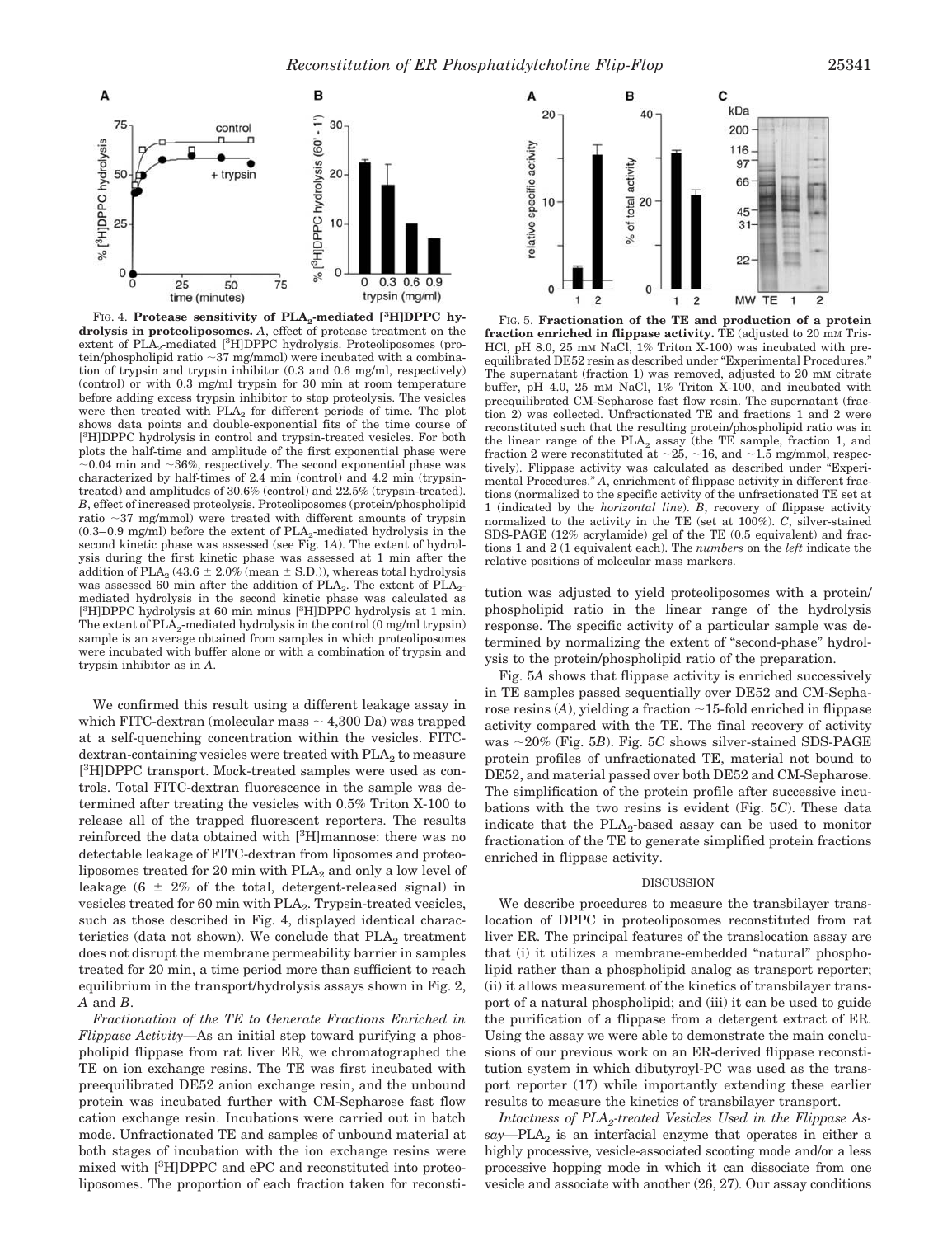A

75
control
50
+ trypsin
25
0
0 25 50 75
time (minutes)
% [$^3$H]DPPC hydrolysis

B

30
20
10
0
0 0.3 0.6 0.9
trypsin (mg/ml)
% [$^3$H]DPPC hydrolysis (60' - 1')

FIG. 4. **Protease sensitivity of $PLA_2$-mediated [$^3$H]DPPC hydrolysis in proteoliposomes.** *A*, effect of protease treatment on the extent of $PLA_2$-mediated [$^3$H]DPPC hydrolysis. Proteoliposomes (protein/phospholipid ratio ~37 mg/mmol) were incubated with a combination of trypsin and trypsin inhibitor (0.3 and 0.6 mg/ml, respectively) (control) or with 0.3 mg/ml trypsin for 30 min at room temperature before adding excess trypsin inhibitor to stop proteolysis. The vesicles were then treated with $PLA_2$ for different periods of time. The plot shows data points and double-exponential fits of the time course of [$^3$H]DPPC hydrolysis in control and trypsin-treated vesicles. For both plots the half-time and amplitude of the first exponential phase were ~0.04 min and ~36%, respectively. The second exponential phase was characterized by half-times of 2.4 min (control) and 4.2 min (trypsin-treated) and amplitudes of 30.6% (control) and 22.5% (trypsin-treated). *B*, effect of increased proteolysis. Proteoliposomes (protein/phospholipid ratio ~37 mg/mmol) were treated with different amounts of trypsin (0.3–0.9 mg/ml) before the extent of $PLA_2$-mediated hydrolysis in the second kinetic phase was assessed (see Fig. 1*A*). The extent of hydrolysis during the first kinetic phase was assessed at 1 min after the addition of $PLA_2$ (43.6 ± 2.0% (mean ± S.D.)), whereas total hydrolysis was assessed 60 min after the addition of $PLA_2$. The extent of $PLA_2$-mediated hydrolysis in the second kinetic phase was calculated as [$^3$H]DPPC hydrolysis at 60 min minus [$^3$H]DPPC hydrolysis at 1 min. The extent of $PLA_2$-mediated hydrolysis in the control (0 mg/ml trypsin) sample is an average obtained from samples in which proteoliposomes were incubated with buffer alone or with a combination of trypsin and trypsin inhibitor as in *A*.

We confirmed this result using a different leakage assay in which FITC-dextran (molecular mass ~ 4,300 Da) was trapped at a self-quenching concentration within the vesicles. FITC-dextran-containing vesicles were treated with $PLA_2$ to measure [$^3$H]DPPC transport. Mock-treated samples were used as controls. Total FITC-dextran fluorescence in the sample was determined after treating the vesicles with 0.5% Triton X-100 to release all of the trapped fluorescent reporters. The results reinforced the data obtained with [$^3$H]mannose: there was no detectable leakage of FITC-dextran from liposomes and proteoliposomes treated for 20 min with $PLA_2$ and only a low level of leakage (6 ± 2% of the total, detergent-released signal) in vesicles treated for 60 min with $PLA_2$. Trypsin-treated vesicles, such as those described in Fig. 4, displayed identical characteristics (data not shown). We conclude that $PLA_2$ treatment does not disrupt the membrane permeability barrier in samples treated for 20 min, a time period more than sufficient to reach equilibrium in the transport/hydrolysis assays shown in Fig. 2, *A* and *B*.

*Fractionation of the TE to Generate Fractions Enriched in Flippase Activity*—As an initial step toward purifying a phospholipid flippase from rat liver ER, we chromatographed the TE on ion exchange resins. The TE was first incubated with preequilibrated DE52 anion exchange resin, and the unbound protein was incubated further with CM-Sepharose fast flow cation exchange resin. Incubations were carried out in batch mode. Unfractionated TE and samples of unbound material at both stages of incubation with the ion exchange resins were mixed with [$^3$H]DPPC and ePC and reconstituted into proteoliposomes. The proportion of each fraction taken for reconstitution was adjusted to yield proteoliposomes with a protein/phospholipid ratio in the linear range of the hydrolysis response. The specific activity of a particular sample was determined by normalizing the extent of "second-phase" hydrolysis to the protein/phospholipid ratio of the preparation.

A

20
10
0
1 2
relative specific activity

B

40
20
0
1 2
% of total activity

C

kDa
200
116
97
66
45
31
22
MW TE 1 2

FIG. 5. **Fractionation of the TE and production of a protein fraction enriched in flippase activity.** TE (adjusted to 20 mM Tris-HCl, pH 8.0, 25 mM NaCl, 1% Triton X-100) was incubated with preequilibrated DE52 resin as described under "Experimental Procedures." The supernatant (fraction 1) was removed, adjusted to 20 mM citrate buffer, pH 4.0, 25 mM NaCl, 1% Triton X-100, and incubated with preequilibrated CM-Sepharose fast flow resin. The supernatant (fraction 2) was collected. Unfractionated TE and fractions 1 and 2 were reconstituted such that the resulting protein/phospholipid ratio was in the linear range of the $PLA_2$ assay (the TE sample, fraction 1, and fraction 2 were reconstituted at ~25, ~16, and ~1.5 mg/mmol, respectively). Flippase activity was calculated as described under "Experimental Procedures." *A*, enrichment of flippase activity in different fractions (normalized to the specific activity of the unfractionated TE set at 1 (indicated by the *horizontal line*). *B*, recovery of flippase activity normalized to the activity in the TE (set at 100%). *C*, silver-stained SDS-PAGE (12% acrylamide) gel of the TE (0.5 equivalent) and fractions 1 and 2 (1 equivalent each). The *numbers* on the *left* indicate the relative positions of molecular mass markers.

Fig. 5*A* shows that flippase activity is enriched successively in TE samples passed sequentially over DE52 and CM-Sepharose resins (*A*), yielding a fraction ~15-fold enriched in flippase activity compared with the TE. The final recovery of activity was ~20% (Fig. 5*B*). Fig. 5*C* shows silver-stained SDS-PAGE protein profiles of unfractionated TE, material not bound to DE52, and material passed over both DE52 and CM-Sepharose. The simplification of the protein profile after successive incubations with the two resins is evident (Fig. 5*C*). These data indicate that the $PLA_2$-based assay can be used to monitor fractionation of the TE to generate simplified protein fractions enriched in flippase activity.

## DISCUSSION

We describe procedures to measure the transbilayer translocation of DPPC in proteoliposomes reconstituted from rat liver ER. The principal features of the translocation assay are that (i) it utilizes a membrane-embedded "natural" phospholipid rather than a phospholipid analog as transport reporter; (ii) it allows measurement of the kinetics of transbilayer transport of a natural phospholipid; and (iii) it can be used to guide the purification of a flippase from a detergent extract of ER. Using the assay we were able to demonstrate the main conclusions of our previous work on an ER-derived flippase reconstitution system in which dibutyroyl-PC was used as the transport reporter (17) while importantly extending these earlier results to measure the kinetics of transbilayer transport.

*Intactness of $PLA_2$-treated Vesicles Used in the Flippase Assay*—$PLA_2$ is an interfacial enzyme that operates in either a highly processive, vesicle-associated scooting mode and/or a less processive hopping mode in which it can dissociate from one vesicle and associate with another (26, 27). Our assay conditions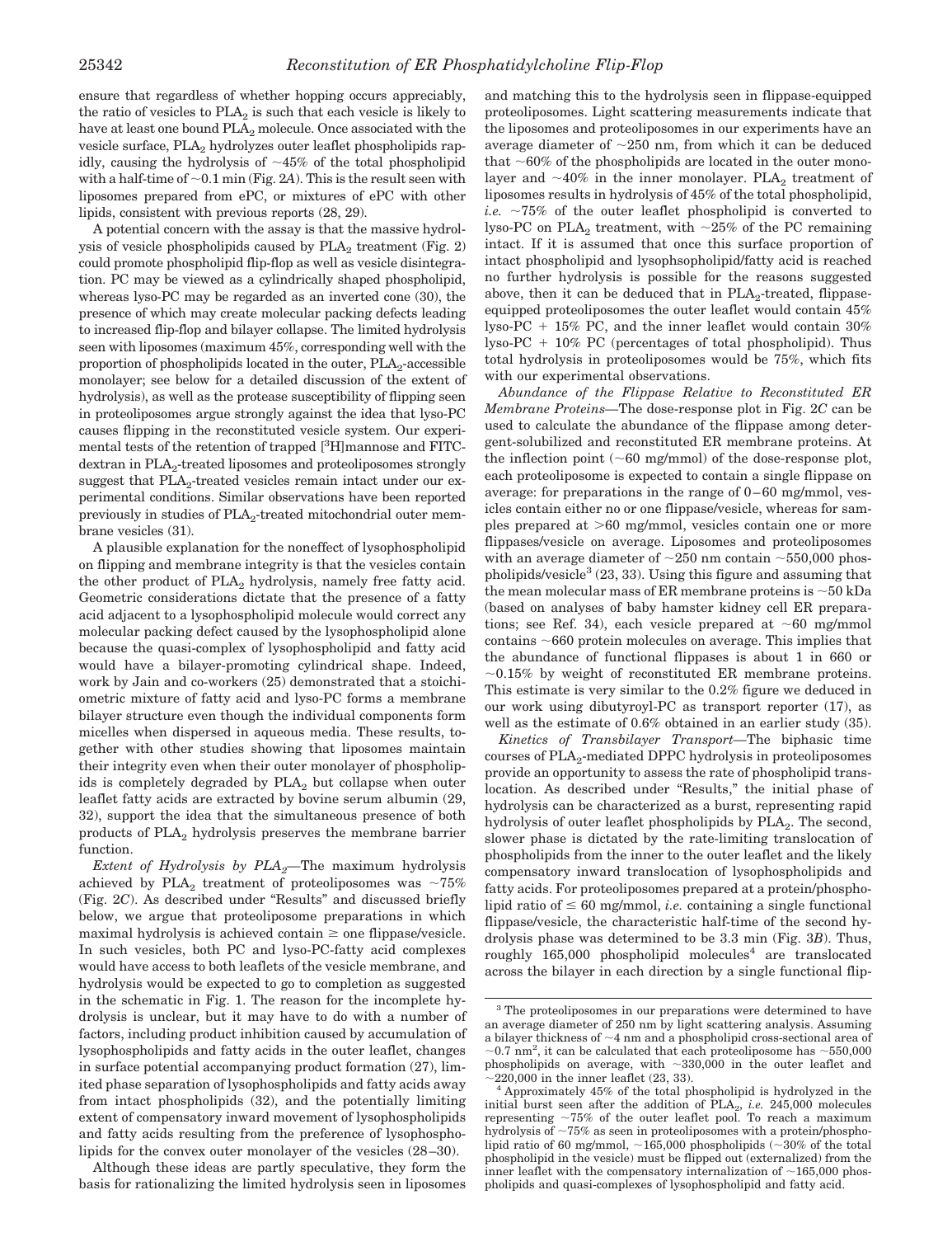ensure that regardless of whether hopping occurs appreciably, the ratio of vesicles to $PLA_2$ is such that each vesicle is likely to have at least one bound $PLA_2$ molecule. Once associated with the vesicle surface, $PLA_2$ hydrolyzes outer leaflet phospholipids rapidly, causing the hydrolysis of ~45% of the total phospholipid with a half-time of ~0.1 min (Fig. 2*A*). This is the result seen with liposomes prepared from ePC, or mixtures of ePC with other lipids, consistent with previous reports (28, 29).

A potential concern with the assay is that the massive hydrolysis of vesicle phospholipids caused by $PLA_2$ treatment (Fig. 2) could promote phospholipid flip-flop as well as vesicle disintegration. PC may be viewed as a cylindrically shaped phospholipid, whereas lyso-PC may be regarded as an inverted cone (30), the presence of which may create molecular packing defects leading to increased flip-flop and bilayer collapse. The limited hydrolysis seen with liposomes (maximum 45%, corresponding well with the proportion of phospholipids located in the outer, $PLA_2$-accessible monolayer; see below for a detailed discussion of the extent of hydrolysis), as well as the protease susceptibility of flipping seen in proteoliposomes argue strongly against the idea that lyso-PC causes flipping in the reconstituted vesicle system. Our experimental tests of the retention of trapped [$^3$H]mannose and FITC-dextran in $PLA_2$-treated liposomes and proteoliposomes strongly suggest that $PLA_2$-treated vesicles remain intact under our experimental conditions. Similar observations have been reported previously in studies of $PLA_2$-treated mitochondrial outer membrane vesicles (31).

A plausible explanation for the noneffect of lysophospholipid on flipping and membrane integrity is that the vesicles contain the other product of $PLA_2$ hydrolysis, namely free fatty acid. Geometric considerations dictate that the presence of a fatty acid adjacent to a lysophospholipid molecule would correct any molecular packing defect caused by the lysophospholipid alone because the quasi-complex of lysophospholipid and fatty acid would have a bilayer-promoting cylindrical shape. Indeed, work by Jain and co-workers (25) demonstrated that a stoichiometric mixture of fatty acid and lyso-PC forms a membrane bilayer structure even though the individual components form micelles when dispersed in aqueous media. These results, together with other studies showing that liposomes maintain their integrity even when their outer monolayer of phospholipids is completely degraded by $PLA_2$ but collapse when outer leaflet fatty acids are extracted by bovine serum albumin (29, 32), support the idea that the simultaneous presence of both products of $PLA_2$ hydrolysis preserves the membrane barrier function.

*Extent of Hydrolysis by $PLA_2$*—The maximum hydrolysis achieved by $PLA_2$ treatment of proteoliposomes was ~75% (Fig. 2*C*). As described under "Results" and discussed briefly below, we argue that proteoliposome preparations in which maximal hydrolysis is achieved contain ≥ one flippase/vesicle. In such vesicles, both PC and lyso-PC-fatty acid complexes would have access to both leaflets of the vesicle membrane, and hydrolysis would be expected to go to completion as suggested in the schematic in Fig. 1. The reason for the incomplete hydrolysis is unclear, but it may have to do with a number of factors, including product inhibition caused by accumulation of lysophospholipids and fatty acids in the outer leaflet, changes in surface potential accompanying product formation (27), limited phase separation of lysophospholipids and fatty acids away from intact phospholipids (32), and the potentially limiting extent of compensatory inward movement of lysophospholipids and fatty acids resulting from the preference of lysophospholipids for the convex outer monolayer of the vesicles (28–30).

Although these ideas are partly speculative, they form the basis for rationalizing the limited hydrolysis seen in liposomes and matching this to the hydrolysis seen in flippase-equipped proteoliposomes. Light scattering measurements indicate that the liposomes and proteoliposomes in our experiments have an average diameter of ~250 nm, from which it can be deduced that ~60% of the phospholipids are located in the outer monolayer and ~40% in the inner monolayer. $PLA_2$ treatment of liposomes results in hydrolysis of 45% of the total phospholipid, *i.e.* ~75% of the outer leaflet phospholipid is converted to lyso-PC on $PLA_2$ treatment, with ~25% of the PC remaining intact. If it is assumed that once this surface proportion of intact phospholipid and lysophsopholipid/fatty acid is reached no further hydrolysis is possible for the reasons suggested above, then it can be deduced that in $PLA_2$-treated, flippase-equipped proteoliposomes the outer leaflet would contain 45% lyso-PC + 15% PC, and the inner leaflet would contain 30% lyso-PC + 10% PC (percentages of total phospholipid). Thus total hydrolysis in proteoliposomes would be 75%, which fits with our experimental observations.

*Abundance of the Flippase Relative to Reconstituted ER Membrane Proteins*—The dose-response plot in Fig. 2*C* can be used to calculate the abundance of the flippase among detergent-solubilized and reconstituted ER membrane proteins. At the inflection point (~60 mg/mmol) of the dose-response plot, each proteoliposome is expected to contain a single flippase on average: for preparations in the range of 0–60 mg/mmol, vesicles contain either no or one flippase/vesicle, whereas for samples prepared at >60 mg/mmol, vesicles contain one or more flippases/vesicle on average. Liposomes and proteoliposomes with an average diameter of ~250 nm contain ~550,000 phospholipids/vesicle[3] (23, 33). Using this figure and assuming that the mean molecular mass of ER membrane proteins is ~50 kDa (based on analyses of baby hamster kidney cell ER preparations; see Ref. 34), each vesicle prepared at ~60 mg/mmol contains ~660 protein molecules on average. This implies that the abundance of functional flippases is about 1 in 660 or ~0.15% by weight of reconstituted ER membrane proteins. This estimate is very similar to the 0.2% figure we deduced in our work using dibutyroyl-PC as transport reporter (17), as well as the estimate of 0.6% obtained in an earlier study (35).

*Kinetics of Transbilayer Transport*—The biphasic time courses of $PLA_2$-mediated DPPC hydrolysis in proteoliposomes provide an opportunity to assess the rate of phospholipid translocation. As described under "Results," the initial phase of hydrolysis can be characterized as a burst, representing rapid hydrolysis of outer leaflet phospholipids by $PLA_2$. The second, slower phase is dictated by the rate-limiting translocation of phospholipids from the inner to the outer leaflet and the likely compensatory inward translocation of lysophospholipids and fatty acids. For proteoliposomes prepared at a protein/phospholipid ratio of ≤ 60 mg/mmol, *i.e.* containing a single functional flippase/vesicle, the characteristic half-time of the second hydrolysis phase was determined to be 3.3 min (Fig. 3*B*). Thus, roughly 165,000 phospholipid molecules[4] are translocated across the bilayer in each direction by a single functional flip-

[3] The proteoliposomes in our preparations were determined to have an average diameter of 250 nm by light scattering analysis. Assuming a bilayer thickness of ~4 nm and a phospholipid cross-sectional area of ~0.7 nm$^2$, it can be calculated that each proteoliposome has ~550,000 phospholipids on average, with ~330,000 in the outer leaflet and ~220,000 in the inner leaflet (23, 33).

[4] Approximately 45% of the total phospholipid is hydrolyzed in the initial burst seen after the addition of $PLA_2$, *i.e.* 245,000 molecules representing ~75% of the outer leaflet pool. To reach a maximum hydrolysis of ~75% as seen in proteoliposomes with a protein/phospholipid ratio of 60 mg/mmol, ~165,000 phospholipids (~30% of the total phospholipid in the vesicle) must be flipped out (externalized) from the inner leaflet with the compensatory internalization of ~165,000 phospholipids and quasi-complexes of lysophospholipid and fatty acid.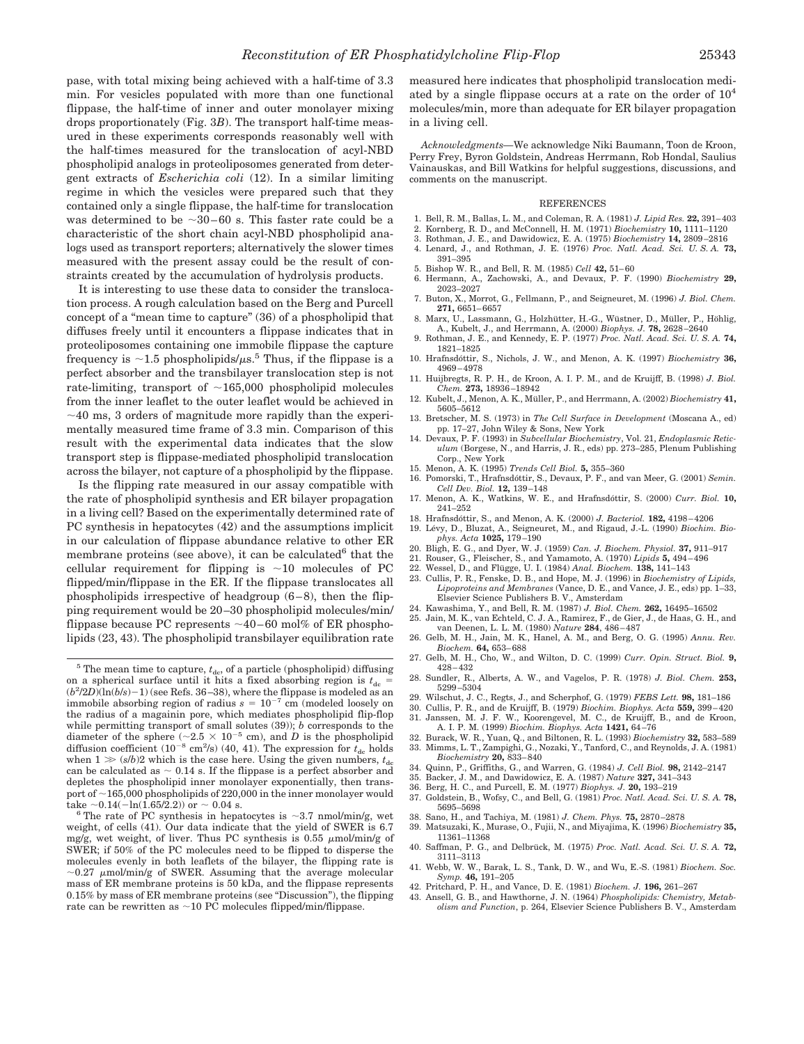pase, with total mixing being achieved with a half-time of 3.3 min. For vesicles populated with more than one functional flippase, the half-time of inner and outer monolayer mixing drops proportionately (Fig. 3*B*). The transport half-time measured in these experiments corresponds reasonably well with the half-times measured for the translocation of acyl-NBD phospholipid analogs in proteoliposomes generated from detergent extracts of *Escherichia coli* (12). In a similar limiting regime in which the vesicles were prepared such that they contained only a single flippase, the half-time for translocation was determined to be ~30–60 s. This faster rate could be a characteristic of the short chain acyl-NBD phospholipid analogs used as transport reporters; alternatively the slower times measured with the present assay could be the result of constraints created by the accumulation of hydrolysis products.

It is interesting to use these data to consider the translocation process. A rough calculation based on the Berg and Purcell concept of a "mean time to capture" (36) of a phospholipid that diffuses freely until it encounters a flippase indicates that in proteoliposomes containing one immobile flippase the capture frequency is ~1.5 phospholipids/μs.[5] Thus, if the flippase is a perfect absorber and the transbilayer translocation step is not rate-limiting, transport of ~165,000 phospholipid molecules from the inner leaflet to the outer leaflet would be achieved in ~40 ms, 3 orders of magnitude more rapidly than the experimentally measured time frame of 3.3 min. Comparison of this result with the experimental data indicates that the slow transport step is flippase-mediated phospholipid translocation across the bilayer, not capture of a phospholipid by the flippase.

Is the flipping rate measured in our assay compatible with the rate of phospholipid synthesis and ER bilayer propagation in a living cell? Based on the experimentally determined rate of PC synthesis in hepatocytes (42) and the assumptions implicit in our calculation of flippase abundance relative to other ER membrane proteins (see above), it can be calculated[6] that the cellular requirement for flipping is ~10 molecules of PC flipped/min/flippase in the ER. If the flippase translocates all phospholipids irrespective of headgroup (6–8), then the flipping requirement would be 20–30 phospholipid molecules/min/flippase because PC represents ~40–60 mol% of ER phospholipids (23, 43). The phospholipid transbilayer equilibration rate measured here indicates that phospholipid translocation mediated by a single flippase occurs at a rate on the order of $10^4$ molecules/min, more than adequate for ER bilayer propagation in a living cell.

*Acknowledgments*—We acknowledge Niki Baumann, Toon de Kroon, Perry Frey, Byron Goldstein, Andreas Herrmann, Rob Hondal, Saulius Vainauskas, and Bill Watkins for helpful suggestions, discussions, and comments on the manuscript.

[5] The mean time to capture, $t_{dc}$, of a particle (phospholipid) diffusing on a spherical surface until it hits a fixed absorbing region is $t_{dc} = (b^2/2D)(\ln(b/s)-1)$ (see Refs. 36–38), where the flippase is modeled as an immobile absorbing region of radius $s = 10^{-7}$ cm (modeled loosely on the radius of a magainin pore, which mediates phospholipid flip-flop while permitting transport of small solutes (39)); $b$ corresponds to the diameter of the sphere (~$2.5 \times 10^{-5}$ cm), and $D$ is the phospholipid diffusion coefficient ($10^{-8}$ cm$^2$/s) (40, 41). The expression for $t_{dc}$ holds when $1 \gg (s/b)2$ which is the case here. Using the given numbers, $t_{dc}$ can be calculated as ~ 0.14 s. If the flippase is a perfect absorber and depletes the phospholipid inner monolayer exponentially, then transport of ~165,000 phospholipids of 220,000 in the inner monolayer would take ~$0.14(-\ln(1.65/2.2))$ or ~ 0.04 s.

[6] The rate of PC synthesis in hepatocytes is ~3.7 nmol/min/g, wet weight, of cells (41). Our data indicate that the yield of SWER is 6.7 mg/g, wet weight, of liver. Thus PC synthesis is 0.55 μmol/min/g of SWER; if 50% of the PC molecules need to be flipped to disperse the molecules evenly in both leaflets of the bilayer, the flipping rate is ~0.27 μmol/min/g of SWER. Assuming that the average molecular mass of ER membrane proteins is 50 kDa, and the flippase represents 0.15% by mass of ER membrane proteins (see "Discussion"), the flipping rate can be rewritten as ~10 PC molecules flipped/min/flippase.

## REFERENCES

1. Bell, R. M., Ballas, L. M., and Coleman, R. A. (1981) *J. Lipid Res.* **22,** 391–403
2. Kornberg, R. D., and McConnell, H. M. (1971) *Biochemistry* **10,** 1111–1120
3. Rothman, J. E., and Dawidowicz, E. A. (1975) *Biochemistry* **14,** 2809–2816
4. Lenard, J., and Rothman, J. E. (1976) *Proc. Natl. Acad. Sci. U. S. A.* **73,** 391–395
5. Bishop W. R., and Bell, R. M. (1985) *Cell* **42,** 51–60
6. Hermann, A., Zachowski, A., and Devaux, P. F. (1990) *Biochemistry* **29,** 2023–2027
7. Buton, X., Morrot, G., Fellmann, P., and Seigneuret, M. (1996) *J. Biol. Chem.* **271,** 6651–6657
8. Marx, U., Lassmann, G., Holzhütter, H.-G., Wüstner, D., Müller, P., Höhlig, A., Kubelt, J., and Herrmann, A. (2000) *Biophys. J.* **78,** 2628–2640
9. Rothman, J. E., and Kennedy, E. P. (1977) *Proc. Natl. Acad. Sci. U. S. A.* **74,** 1821–1825
10. Hrafnsdóttir, S., Nichols, J. W., and Menon, A. K. (1997) *Biochemistry* **36,** 4969–4978
11. Huijbregts, R. P. H., de Kroon, A. I. P. M., and de Kruijff, B. (1998) *J. Biol. Chem.* **273,** 18936–18942
12. Kubelt, J., Menon, A. K., Müller, P., and Herrmann, A. (2002) *Biochemistry* **41,** 5605–5612
13. Bretscher, M. S. (1973) in *The Cell Surface in Development* (Moscana A., ed) pp. 17–27, John Wiley & Sons, New York
14. Devaux, P. F. (1993) in *Subcellular Biochemistry*, Vol. 21, *Endoplasmic Reticulum* (Borgese, N., and Harris, J. R., eds) pp. 273–285, Plenum Publishing Corp., New York
15. Menon, A. K. (1995) *Trends Cell Biol.* **5,** 355–360
16. Pomorski, T., Hrafnsdóttir, S., Devaux, P. F., and van Meer, G. (2001) *Semin. Cell Dev. Biol.* **12,** 139–148
17. Menon, A. K., Watkins, W. E., and Hrafnsdóttir, S. (2000) *Curr. Biol.* **10,** 241–252
18. Hrafnsdóttir, S., and Menon, A. K. (2000) *J. Bacteriol.* **182,** 4198–4206
19. Lévy, D., Bluzat, A., Seigneuret, M., and Rigaud, J.-L. (1990) *Biochim. Biophys. Acta* **1025,** 179–190
20. Bligh, E. G., and Dyer, W. J. (1959) *Can. J. Biochem. Physiol.* **37,** 911–917
21. Rouser, G., Fleischer, S., and Yamamoto, A. (1970) *Lipids* **5,** 494–496
22. Wessel, D., and Flügge, U. I. (1984) *Anal. Biochem.* **138,** 141–143
23. Cullis, P. R., Fenske, D. B., and Hope, M. J. (1996) in *Biochemistry of Lipids, Lipoproteins and Membranes* (Vance, D. E., and Vance, J. E., eds) pp. 1–33, Elsevier Science Publishers B. V., Amsterdam
24. Kawashima, Y., and Bell, R. M. (1987) *J. Biol. Chem.* **262,** 16495–16502
25. Jain, M. K., van Echteld, C. J. A., Ramirez, F., de Gier, J., de Haas, G. H., and van Deenen, L. L. M. (1980) *Nature* **284,** 486–487
26. Gelb, M. H., Jain, M. K., Hanel, A. M., and Berg, O. G. (1995) *Annu. Rev. Biochem.* **64,** 653–688
27. Gelb, M. H., Cho, W., and Wilton, D. C. (1999) *Curr. Opin. Struct. Biol.* **9,** 428–432
28. Sundler, R., Alberts, A. W., and Vagelos, P. R. (1978) *J. Biol. Chem.* **253,** 5299–5304
29. Wilschut, J. C., Regts, J., and Scherphof, G. (1979) *FEBS Lett.* **98,** 181–186
30. Cullis, P. R., and de Kruijff, B. (1979) *Biochim. Biophys. Acta* **559,** 399–420
31. Janssen, M. J. F. W., Koorengevel, M. C., de Kruijff, B., and de Kroon, A. I. P. M. (1999) *Biochim. Biophys. Acta* **1421,** 64–76
32. Burack, W. R., Yuan, Q., and Biltonen, R. L. (1993) *Biochemistry* **32,** 583–589
33. Mimms, L. T., Zampighi, G., Nozaki, Y., Tanford, C., and Reynolds, J. A. (1981) *Biochemistry* **20,** 833–840
34. Quinn, P., Griffiths, G., and Warren, G. (1984) *J. Cell Biol.* **98,** 2142–2147
35. Backer, J. M., and Dawidowicz, E. A. (1987) *Nature* **327,** 341–343
36. Berg, H. C., and Purcell, E. M. (1977) *Biophys. J.* **20,** 193–219
37. Goldstein, B., Wofsy, C., and Bell, G. (1981) *Proc. Natl. Acad. Sci. U. S. A.* **78,** 5695–5698
38. Sano, H., and Tachiya, M. (1981) *J. Chem. Phys.* **75,** 2870–2878
39. Matsuzaki, K., Murase, O., Fujii, N., and Miyajima, K. (1996) *Biochemistry* **35,** 11361–11368
40. Saffman, P. G., and Delbrück, M. (1975) *Proc. Natl. Acad. Sci. U. S. A.* **72,** 3111–3113
41. Webb, W. W., Barak, L. S., Tank, D. W., and Wu, E.-S. (1981) *Biochem. Soc. Symp.* **46,** 191–205
42. Pritchard, P. H., and Vance, D. E. (1981) *Biochem. J.* **196,** 261–267
43. Ansell, G. B., and Hawthorne, J. N. (1964) *Phospholipids: Chemistry, Metabolism and Function*, p. 264, Elsevier Science Publishers B. V., Amsterdam